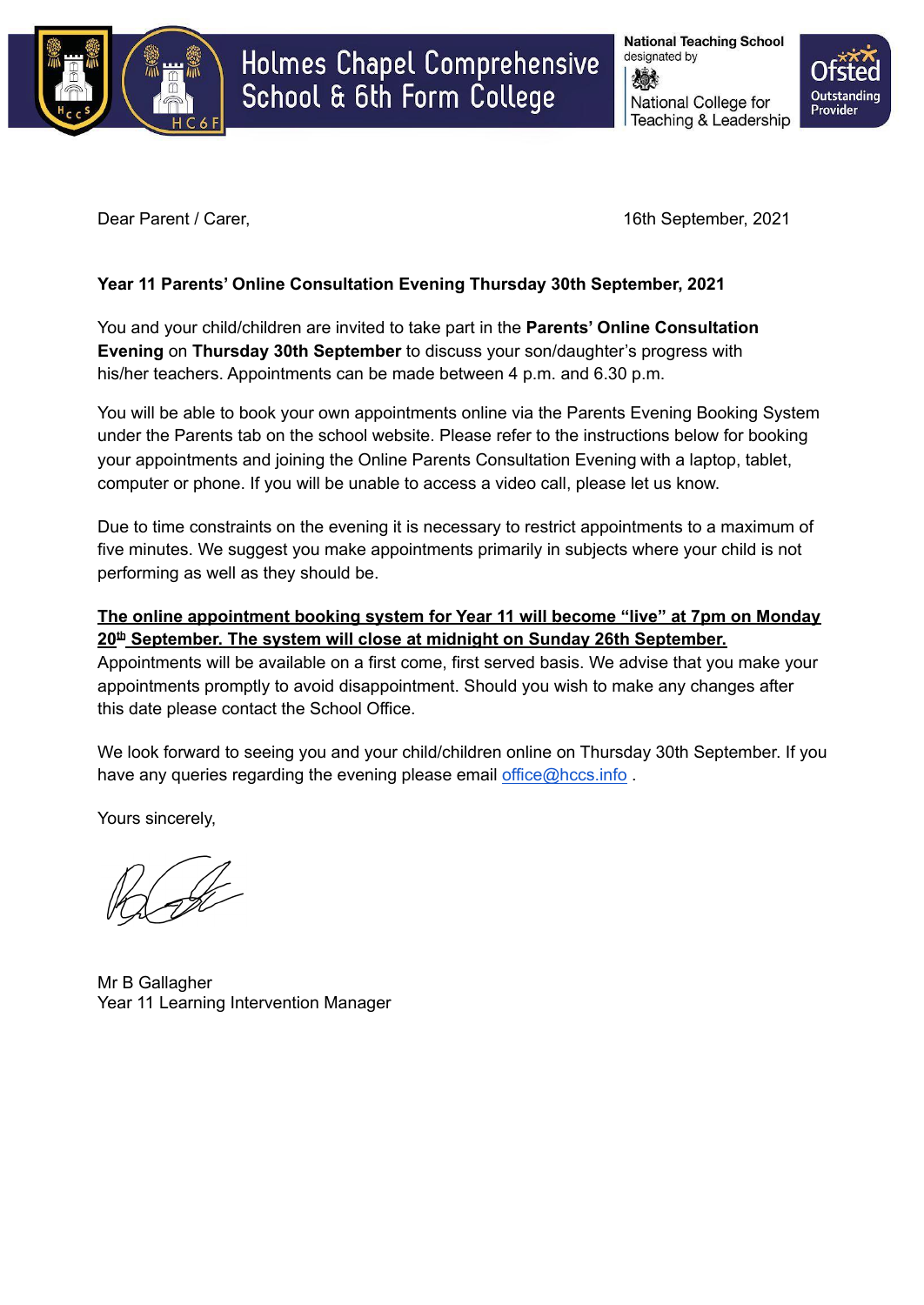Holmes Chapel Comprehensive School & 6th Form College

National Teaching School designated by National College for Teaching & Leadership

Ofsted Outstanding Provider

Dear Parent / Carer,

16th September, 2021

**Year 11 Parents' Online Consultation Evening Thursday 30th September, 2021**

You and your child/children are invited to take part in the **Parents' Online Consultation Evening** on **Thursday 30th September** to discuss your son/daughter's progress with his/her teachers. Appointments can be made between 4 p.m. and 6.30 p.m.

You will be able to book your own appointments online via the Parents Evening Booking System under the Parents tab on the school website. Please refer to the instructions below for booking your appointments and joining the Online Parents Consultation Evening with a laptop, tablet, computer or phone. If you will be unable to access a video call, please let us know.

Due to time constraints on the evening it is necessary to restrict appointments to a maximum of five minutes. We suggest you make appointments primarily in subjects where your child is not performing as well as they should be.

**The online appointment booking system for Year 11 will become "live" at 7pm on Monday 20th September. The system will close at midnight on Sunday 26th September.**
Appointments will be available on a first come, first served basis. We advise that you make your appointments promptly to avoid disappointment. Should you wish to make any changes after this date please contact the School Office.

We look forward to seeing you and your child/children online on Thursday 30th September. If you have any queries regarding the evening please email office@hccs.info .

Yours sincerely,

Mr B Gallagher
Year 11 Learning Intervention Manager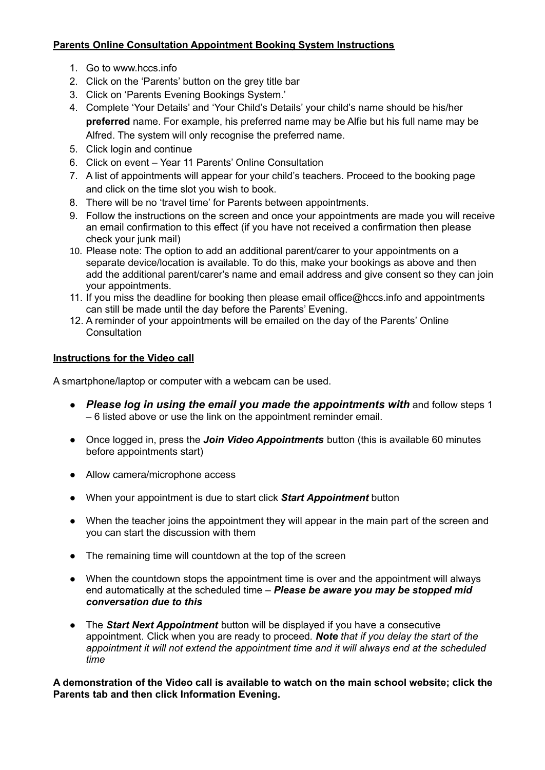**Parents Online Consultation Appointment Booking System Instructions**

1. Go to www.hccs.info
2. Click on the 'Parents' button on the grey title bar
3. Click on 'Parents Evening Bookings System.'
4. Complete 'Your Details' and 'Your Child's Details' your child's name should be his/her **preferred** name. For example, his preferred name may be Alfie but his full name may be Alfred. The system will only recognise the preferred name.
5. Click login and continue
6. Click on event – Year 11 Parents' Online Consultation
7. A list of appointments will appear for your child's teachers. Proceed to the booking page and click on the time slot you wish to book.
8. There will be no 'travel time' for Parents between appointments.
9. Follow the instructions on the screen and once your appointments are made you will receive an email confirmation to this effect (if you have not received a confirmation then please check your junk mail)
10. Please note: The option to add an additional parent/carer to your appointments on a separate device/location is available. To do this, make your bookings as above and then add the additional parent/carer's name and email address and give consent so they can join your appointments.
11. If you miss the deadline for booking then please email office@hccs.info and appointments can still be made until the day before the Parents' Evening.
12. A reminder of your appointments will be emailed on the day of the Parents' Online Consultation

**Instructions for the Video call**

A smartphone/laptop or computer with a webcam can be used.

- ***Please log in using the email you made the appointments with*** and follow steps 1 – 6 listed above or use the link on the appointment reminder email.
- Once logged in, press the ***Join Video Appointments*** button (this is available 60 minutes before appointments start)
- Allow camera/microphone access
- When your appointment is due to start click ***Start Appointment*** button
- When the teacher joins the appointment they will appear in the main part of the screen and you can start the discussion with them
- The remaining time will countdown at the top of the screen
- When the countdown stops the appointment time is over and the appointment will always end automatically at the scheduled time – ***Please be aware you may be stopped mid conversation due to this***
- The ***Start Next Appointment*** button will be displayed if you have a consecutive appointment. Click when you are ready to proceed. ***Note*** *that if you delay the start of the appointment it will not extend the appointment time and it will always end at the scheduled time*

**A demonstration of the Video call is available to watch on the main school website; click the Parents tab and then click Information Evening.**